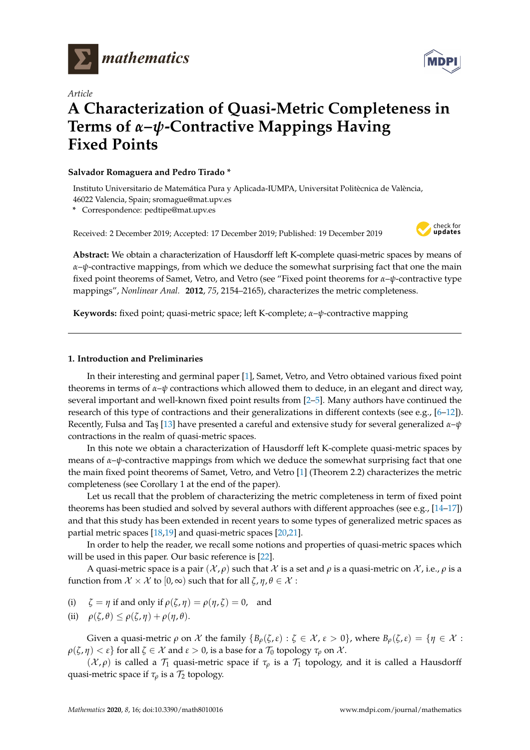Article

# A Characterization of Quasi-Metric Completeness in Terms of $\alpha$–$\psi$-Contractive Mappings Having Fixed Points

**Salvador Romaguera and Pedro Tirado \***

Instituto Universitario de Matemática Pura y Aplicada-IUMPA, Universitat Politècnica de València, 46022 Valencia, Spain; sromague@mat.upv.es

\* Correspondence: pedtipe@mat.upv.es

Received: 2 December 2019; Accepted: 17 December 2019; Published: 19 December 2019

**Abstract:** We obtain a characterization of Hausdorff left K-complete quasi-metric spaces by means of $\alpha$–$\psi$-contractive mappings, from which we deduce the somewhat surprising fact that one the main fixed point theorems of Samet, Vetro, and Vetro (see "Fixed point theorems for $\alpha$–$\psi$-contractive type mappings", *Nonlinear Anal.* **2012**, *75*, 2154–2165), characterizes the metric completeness.

**Keywords:** fixed point; quasi-metric space; left K-complete; $\alpha$–$\psi$-contractive mapping

## 1. Introduction and Preliminaries

In their interesting and germinal paper [1], Samet, Vetro, and Vetro obtained various fixed point theorems in terms of $\alpha$–$\psi$ contractions which allowed them to deduce, in an elegant and direct way, several important and well-known fixed point results from [2–5]. Many authors have continued the research of this type of contractions and their generalizations in different contexts (see e.g., [6–12]). Recently, Fulsa and Taş [13] have presented a careful and extensive study for several generalized $\alpha$–$\psi$ contractions in the realm of quasi-metric spaces.

In this note we obtain a characterization of Hausdorff left K-complete quasi-metric spaces by means of $\alpha$–$\psi$-contractive mappings from which we deduce the somewhat surprising fact that one the main fixed point theorems of Samet, Vetro, and Vetro [1] (Theorem 2.2) characterizes the metric completeness (see Corollary 1 at the end of the paper).

Let us recall that the problem of characterizing the metric completeness in term of fixed point theorems has been studied and solved by several authors with different approaches (see e.g., [14–17]) and that this study has been extended in recent years to some types of generalized metric spaces as partial metric spaces [18,19] and quasi-metric spaces [20,21].

In order to help the reader, we recall some notions and properties of quasi-metric spaces which will be used in this paper. Our basic reference is [22].

A quasi-metric space is a pair $(\mathcal{X}, \rho)$ such that $\mathcal{X}$ is a set and $\rho$ is a quasi-metric on $\mathcal{X}$, i.e., $\rho$ is a function from $\mathcal{X} \times \mathcal{X}$ to $[0, \infty)$ such that for all $\zeta, \eta, \theta \in \mathcal{X}$ :

(i) $\zeta = \eta$ if and only if $\rho(\zeta, \eta) = \rho(\eta, \zeta) = 0$, and

(ii) $\rho(\zeta, \theta) \leq \rho(\zeta, \eta) + \rho(\eta, \theta)$.

Given a quasi-metric $\rho$ on $\mathcal{X}$ the family $\{B_\rho(\zeta, \varepsilon) : \zeta \in \mathcal{X}, \varepsilon > 0\}$, where $B_\rho(\zeta, \varepsilon) = \{\eta \in \mathcal{X} : \rho(\zeta, \eta) < \varepsilon\}$ for all $\zeta \in \mathcal{X}$ and $\varepsilon > 0$, is a base for a $\mathcal{T}_0$ topology $\tau_\rho$ on $\mathcal{X}$.

$(\mathcal{X}, \rho)$ is called a $\mathcal{T}_1$ quasi-metric space if $\tau_\rho$ is a $\mathcal{T}_1$ topology, and it is called a Hausdorff quasi-metric space if $\tau_\rho$ is a $\mathcal{T}_2$ topology.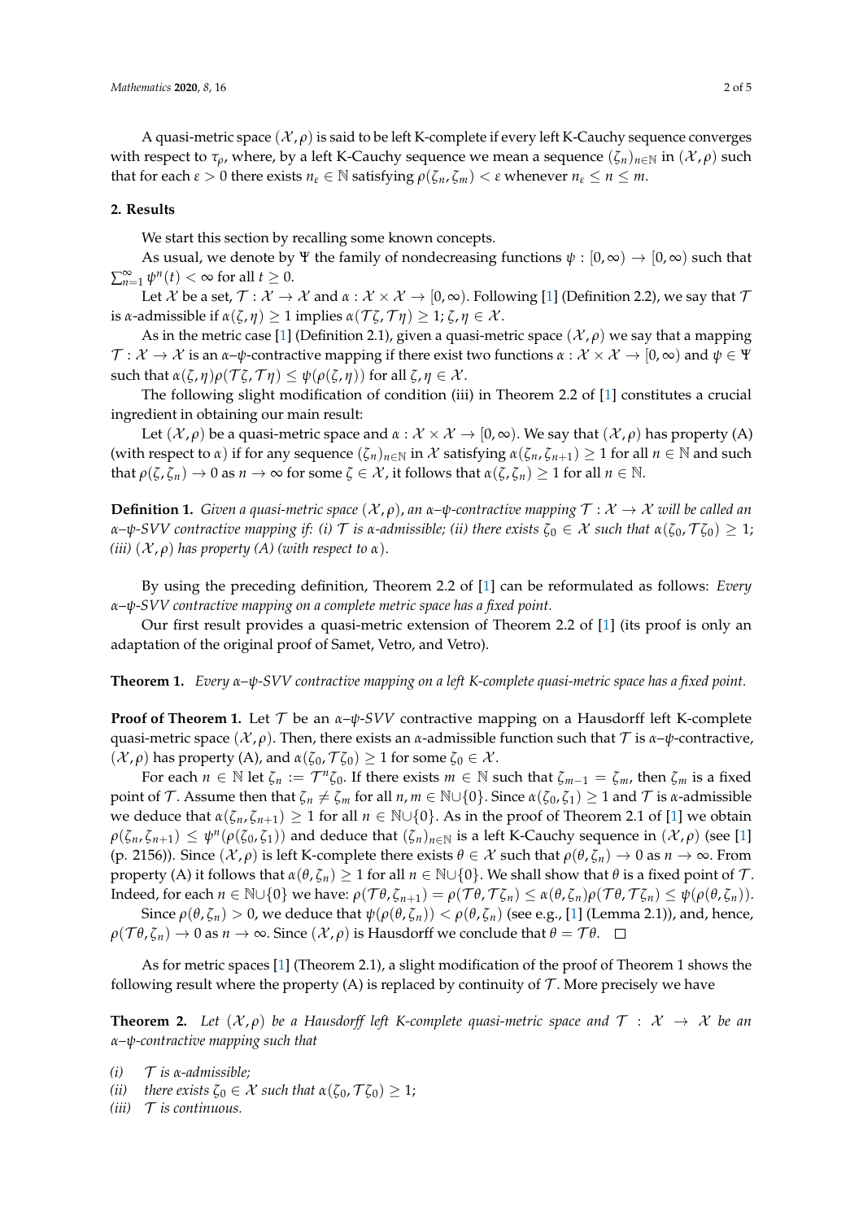A quasi-metric space $(\mathcal{X}, \rho)$ is said to be left K-complete if every left K-Cauchy sequence converges with respect to $\tau_\rho$, where, by a left K-Cauchy sequence we mean a sequence $(\zeta_n)_{n\in\mathbb{N}}$ in $(\mathcal{X}, \rho)$ such that for each $\varepsilon > 0$ there exists $n_\varepsilon \in \mathbb{N}$ satisfying $\rho(\zeta_n, \zeta_m) < \varepsilon$ whenever $n_\varepsilon \leq n \leq m$.

## 2. Results

We start this section by recalling some known concepts.

As usual, we denote by $\Psi$ the family of nondecreasing functions $\psi : [0, \infty) \to [0, \infty)$ such that $\sum_{n=1}^{\infty} \psi^n(t) < \infty$ for all $t \geq 0$.

Let $\mathcal{X}$ be a set, $\mathcal{T} : \mathcal{X} \to \mathcal{X}$ and $\alpha : \mathcal{X} \times \mathcal{X} \to [0, \infty)$. Following [1] (Definition 2.2), we say that $\mathcal{T}$ is $\alpha$-admissible if $\alpha(\zeta, \eta) \geq 1$ implies $\alpha(\mathcal{T}\zeta, \mathcal{T}\eta) \geq 1$; $\zeta, \eta \in \mathcal{X}$.

As in the metric case [1] (Definition 2.1), given a quasi-metric space $(\mathcal{X}, \rho)$ we say that a mapping $\mathcal{T} : \mathcal{X} \to \mathcal{X}$ is an $\alpha$–$\psi$-contractive mapping if there exist two functions $\alpha : \mathcal{X} \times \mathcal{X} \to [0, \infty)$ and $\psi \in \Psi$ such that $\alpha(\zeta, \eta)\rho(\mathcal{T}\zeta, \mathcal{T}\eta) \leq \psi(\rho(\zeta, \eta))$ for all $\zeta, \eta \in \mathcal{X}$.

The following slight modification of condition (iii) in Theorem 2.2 of [1] constitutes a crucial ingredient in obtaining our main result:

Let $(\mathcal{X}, \rho)$ be a quasi-metric space and $\alpha : \mathcal{X} \times \mathcal{X} \to [0, \infty)$. We say that $(\mathcal{X}, \rho)$ has property (A) (with respect to $\alpha$) if for any sequence $(\zeta_n)_{n\in\mathbb{N}}$ in $\mathcal{X}$ satisfying $\alpha(\zeta_n, \zeta_{n+1}) \geq 1$ for all $n \in \mathbb{N}$ and such that $\rho(\zeta, \zeta_n) \to 0$ as $n \to \infty$ for some $\zeta \in \mathcal{X}$, it follows that $\alpha(\zeta, \zeta_n) \geq 1$ for all $n \in \mathbb{N}$.

**Definition 1.** *Given a quasi-metric space $(\mathcal{X}, \rho)$, an $\alpha$–$\psi$-contractive mapping $\mathcal{T} : \mathcal{X} \to \mathcal{X}$ will be called an $\alpha$–$\psi$-SVV contractive mapping if: (i) $\mathcal{T}$ is $\alpha$-admissible; (ii) there exists $\zeta_0 \in \mathcal{X}$ such that $\alpha(\zeta_0, \mathcal{T}\zeta_0) \geq 1$; (iii) $(\mathcal{X}, \rho)$ has property (A) (with respect to $\alpha$).*

By using the preceding definition, Theorem 2.2 of [1] can be reformulated as follows: *Every $\alpha$–$\psi$-SVV contractive mapping on a complete metric space has a fixed point.*

Our first result provides a quasi-metric extension of Theorem 2.2 of [1] (its proof is only an adaptation of the original proof of Samet, Vetro, and Vetro).

**Theorem 1.** *Every $\alpha$–$\psi$-SVV contractive mapping on a left K-complete quasi-metric space has a fixed point.*

**Proof of Theorem 1.** Let $\mathcal{T}$ be an $\alpha$–$\psi$-*SVV* contractive mapping on a Hausdorff left K-complete quasi-metric space $(\mathcal{X}, \rho)$. Then, there exists an $\alpha$-admissible function such that $\mathcal{T}$ is $\alpha$–$\psi$-contractive, $(\mathcal{X}, \rho)$ has property (A), and $\alpha(\zeta_0, \mathcal{T}\zeta_0) \geq 1$ for some $\zeta_0 \in \mathcal{X}$.

For each $n \in \mathbb{N}$ let $\zeta_n := \mathcal{T}^n\zeta_0$. If there exists $m \in \mathbb{N}$ such that $\zeta_{m-1} = \zeta_m$, then $\zeta_m$ is a fixed point of $\mathcal{T}$. Assume then that $\zeta_n \neq \zeta_m$ for all $n, m \in \mathbb{N}\cup\{0\}$. Since $\alpha(\zeta_0, \zeta_1) \geq 1$ and $\mathcal{T}$ is $\alpha$-admissible we deduce that $\alpha(\zeta_n, \zeta_{n+1}) \geq 1$ for all $n \in \mathbb{N}\cup\{0\}$. As in the proof of Theorem 2.1 of [1] we obtain $\rho(\zeta_n, \zeta_{n+1}) \leq \psi^n(\rho(\zeta_0, \zeta_1))$ and deduce that $(\zeta_n)_{n\in\mathbb{N}}$ is a left K-Cauchy sequence in $(\mathcal{X}, \rho)$ (see [1] (p. 2156)). Since $(\mathcal{X}, \rho)$ is left K-complete there exists $\theta \in \mathcal{X}$ such that $\rho(\theta, \zeta_n) \to 0$ as $n \to \infty$. From property (A) it follows that $\alpha(\theta, \zeta_n) \geq 1$ for all $n \in \mathbb{N}\cup\{0\}$. We shall show that $\theta$ is a fixed point of $\mathcal{T}$. Indeed, for each $n \in \mathbb{N}\cup\{0\}$ we have: $\rho(\mathcal{T}\theta, \zeta_{n+1}) = \rho(\mathcal{T}\theta, \mathcal{T}\zeta_n) \leq \alpha(\theta, \zeta_n)\rho(\mathcal{T}\theta, \mathcal{T}\zeta_n) \leq \psi(\rho(\theta, \zeta_n))$.

Since $\rho(\theta, \zeta_n) > 0$, we deduce that $\psi(\rho(\theta, \zeta_n)) < \rho(\theta, \zeta_n)$ (see e.g., [1] (Lemma 2.1)), and, hence, $\rho(\mathcal{T}\theta, \zeta_n) \to 0$ as $n \to \infty$. Since $(\mathcal{X}, \rho)$ is Hausdorff we conclude that $\theta = \mathcal{T}\theta$. $\square$

As for metric spaces [1] (Theorem 2.1), a slight modification of the proof of Theorem 1 shows the following result where the property (A) is replaced by continuity of $\mathcal{T}$. More precisely we have

**Theorem 2.** *Let $(\mathcal{X}, \rho)$ be a Hausdorff left K-complete quasi-metric space and $\mathcal{T} : \mathcal{X} \to \mathcal{X}$ be an $\alpha$–$\psi$-contractive mapping such that*

*(i) $\mathcal{T}$ is $\alpha$-admissible;*
*(ii) there exists $\zeta_0 \in \mathcal{X}$ such that $\alpha(\zeta_0, \mathcal{T}\zeta_0) \geq 1$;*
*(iii) $\mathcal{T}$ is continuous.*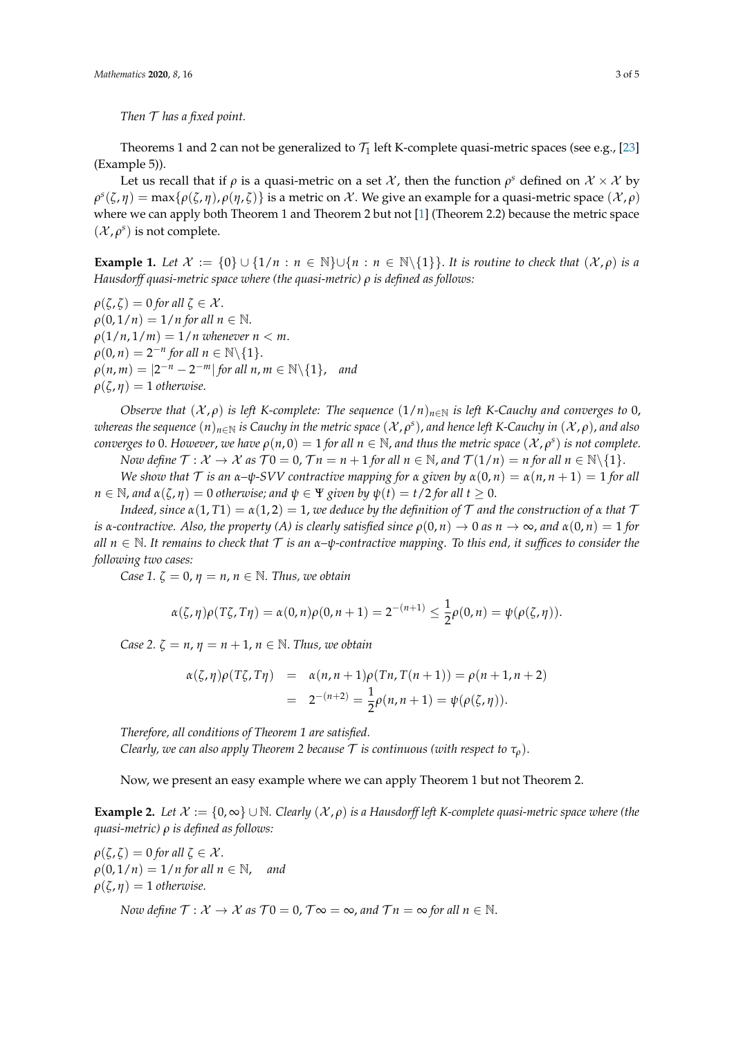*Then $\mathcal{T}$ has a fixed point.*

Theorems 1 and 2 can not be generalized to $\mathcal{T}_1$ left K-complete quasi-metric spaces (see e.g., [23] (Example 5)).

Let us recall that if $\rho$ is a quasi-metric on a set $\mathcal{X}$, then the function $\rho^s$ defined on $\mathcal{X} \times \mathcal{X}$ by $\rho^s(\zeta, \eta) = \max\{\rho(\zeta, \eta), \rho(\eta, \zeta)\}$ is a metric on $\mathcal{X}$. We give an example for a quasi-metric space $(\mathcal{X}, \rho)$ where we can apply both Theorem 1 and Theorem 2 but not [1] (Theorem 2.2) because the metric space $(\mathcal{X}, \rho^s)$ is not complete.

**Example 1.** *Let $\mathcal{X} := \{0\} \cup \{1/n : n \in \mathbb{N}\} \cup \{n : n \in \mathbb{N}\backslash\{1\}\}$. It is routine to check that $(\mathcal{X}, \rho)$ is a Hausdorff quasi-metric space where (the quasi-metric) $\rho$ is defined as follows:*

$\rho(\zeta, \zeta) = 0$ *for all* $\zeta \in \mathcal{X}$.
$\rho(0, 1/n) = 1/n$ *for all* $n \in \mathbb{N}$.
$\rho(1/n, 1/m) = 1/n$ *whenever* $n < m$.
$\rho(0, n) = 2^{-n}$ *for all* $n \in \mathbb{N}\backslash\{1\}$.
$\rho(n, m) = |2^{-n} - 2^{-m}|$ *for all* $n, m \in \mathbb{N}\backslash\{1\}$, *and*
$\rho(\zeta, \eta) = 1$ *otherwise.*

*Observe that $(\mathcal{X}, \rho)$ is left K-complete: The sequence $(1/n)_{n\in\mathbb{N}}$ is left K-Cauchy and converges to 0, whereas the sequence $(n)_{n\in\mathbb{N}}$ is Cauchy in the metric space $(\mathcal{X}, \rho^s)$, and hence left K-Cauchy in $(\mathcal{X}, \rho)$, and also converges to 0. However, we have $\rho(n, 0) = 1$ for all $n \in \mathbb{N}$, and thus the metric space $(\mathcal{X}, \rho^s)$ is not complete.*

*Now define $\mathcal{T} : \mathcal{X} \to \mathcal{X}$ as $\mathcal{T}0 = 0$, $\mathcal{T}n = n + 1$ for all $n \in \mathbb{N}$, and $\mathcal{T}(1/n) = n$ for all $n \in \mathbb{N}\backslash\{1\}$.*

*We show that $\mathcal{T}$ is an $\alpha$–$\psi$-SVV contractive mapping for $\alpha$ given by $\alpha(0, n) = \alpha(n, n + 1) = 1$ for all $n \in \mathbb{N}$, and $\alpha(\zeta, \eta) = 0$ otherwise; and $\psi \in \Psi$ given by $\psi(t) = t/2$ for all $t \geq 0$.*

*Indeed, since $\alpha(1, T1) = \alpha(1, 2) = 1$, we deduce by the definition of $\mathcal{T}$ and the construction of $\alpha$ that $\mathcal{T}$ is $\alpha$-contractive. Also, the property (A) is clearly satisfied since $\rho(0, n) \to 0$ as $n \to \infty$, and $\alpha(0, n) = 1$ for all $n \in \mathbb{N}$. It remains to check that $\mathcal{T}$ is an $\alpha$–$\psi$-contractive mapping. To this end, it suffices to consider the following two cases:*

*Case 1. $\zeta = 0$, $\eta = n$, $n \in \mathbb{N}$. Thus, we obtain*

$$\alpha(\zeta, \eta)\rho(T\zeta, T\eta) = \alpha(0, n)\rho(0, n + 1) = 2^{-(n+1)} \leq \frac{1}{2}\rho(0, n) = \psi(\rho(\zeta, \eta)).$$

*Case 2. $\zeta = n$, $\eta = n + 1$, $n \in \mathbb{N}$. Thus, we obtain*

$$\begin{aligned} \alpha(\zeta, \eta)\rho(T\zeta, T\eta) &= \alpha(n, n + 1)\rho(Tn, T(n + 1)) = \rho(n + 1, n + 2) \\ &= 2^{-(n+2)} = \frac{1}{2}\rho(n, n + 1) = \psi(\rho(\zeta, \eta)). \end{aligned}$$

*Therefore, all conditions of Theorem 1 are satisfied.*
*Clearly, we can also apply Theorem 2 because $\mathcal{T}$ is continuous (with respect to $\tau_\rho$).*

Now, we present an easy example where we can apply Theorem 1 but not Theorem 2.

**Example 2.** *Let $\mathcal{X} := \{0, \infty\} \cup \mathbb{N}$. Clearly $(\mathcal{X}, \rho)$ is a Hausdorff left K-complete quasi-metric space where (the quasi-metric) $\rho$ is defined as follows:*

$\rho(\zeta, \zeta) = 0$ *for all* $\zeta \in \mathcal{X}$.
$\rho(0, 1/n) = 1/n$ *for all* $n \in \mathbb{N}$, *and*
$\rho(\zeta, \eta) = 1$ *otherwise.*

*Now define $\mathcal{T} : \mathcal{X} \to \mathcal{X}$ as $\mathcal{T}0 = 0$, $\mathcal{T}\infty = \infty$, and $\mathcal{T}n = \infty$ for all $n \in \mathbb{N}$.*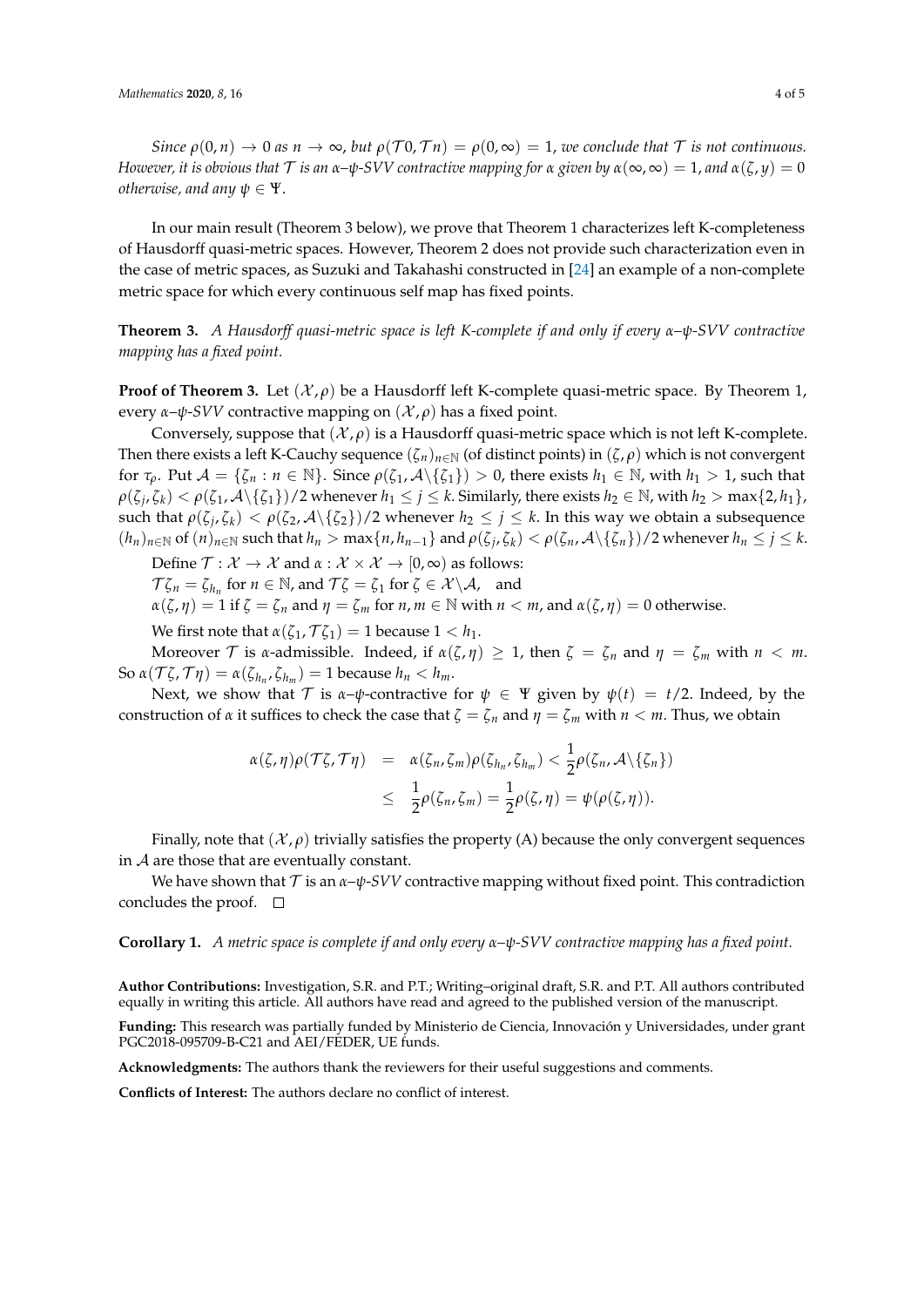*Since $\rho(0,n) \to 0$ as $n \to \infty$, but $\rho(\mathcal{T}0, \mathcal{T}n) = \rho(0,\infty) = 1$, we conclude that $\mathcal{T}$ is not continuous. However, it is obvious that $\mathcal{T}$ is an $\alpha$–$\psi$-SVV contractive mapping for $\alpha$ given by $\alpha(\infty,\infty) = 1$, and $\alpha(\zeta, y) = 0$ otherwise, and any $\psi \in \Psi$.*

In our main result (Theorem 3 below), we prove that Theorem 1 characterizes left K-completeness of Hausdorff quasi-metric spaces. However, Theorem 2 does not provide such characterization even in the case of metric spaces, as Suzuki and Takahashi constructed in [24] an example of a non-complete metric space for which every continuous self map has fixed points.

**Theorem 3.** *A Hausdorff quasi-metric space is left K-complete if and only if every $\alpha$–$\psi$-SVV contractive mapping has a fixed point.*

**Proof of Theorem 3.** Let $(\mathcal{X}, \rho)$ be a Hausdorff left K-complete quasi-metric space. By Theorem 1, every $\alpha$–$\psi$-*SVV* contractive mapping on $(\mathcal{X}, \rho)$ has a fixed point.

Conversely, suppose that $(\mathcal{X}, \rho)$ is a Hausdorff quasi-metric space which is not left K-complete. Then there exists a left K-Cauchy sequence $(\zeta_n)_{n\in\mathbb{N}}$ (of distinct points) in $(\zeta, \rho)$ which is not convergent for $\tau_\rho$. Put $\mathcal{A} = \{\zeta_n : n \in \mathbb{N}\}$. Since $\rho(\zeta_1, \mathcal{A}\backslash\{\zeta_1\}) > 0$, there exists $h_1 \in \mathbb{N}$, with $h_1 > 1$, such that $\rho(\zeta_j, \zeta_k) < \rho(\zeta_1, \mathcal{A}\backslash\{\zeta_1\})/2$ whenever $h_1 \le j \le k$. Similarly, there exists $h_2 \in \mathbb{N}$, with $h_2 > \max\{2, h_1\}$, such that $\rho(\zeta_j, \zeta_k) < \rho(\zeta_2, \mathcal{A}\backslash\{\zeta_2\})/2$ whenever $h_2 \le j \le k$. In this way we obtain a subsequence $(h_n)_{n\in\mathbb{N}}$ of $(n)_{n\in\mathbb{N}}$ such that $h_n > \max\{n, h_{n-1}\}$ and $\rho(\zeta_j, \zeta_k) < \rho(\zeta_n, \mathcal{A}\backslash\{\zeta_n\})/2$ whenever $h_n \le j \le k$.

Define $\mathcal{T} : \mathcal{X} \to \mathcal{X}$ and $\alpha : \mathcal{X} \times \mathcal{X} \to [0,\infty)$ as follows:

$\mathcal{T}\zeta_n = \zeta_{h_n}$ for $n \in \mathbb{N}$, and $\mathcal{T}\zeta = \zeta_1$ for $\zeta \in \mathcal{X}\backslash\mathcal{A}$, and

$\alpha(\zeta, \eta) = 1$ if $\zeta = \zeta_n$ and $\eta = \zeta_m$ for $n, m \in \mathbb{N}$ with $n < m$, and $\alpha(\zeta, \eta) = 0$ otherwise.

We first note that $\alpha(\zeta_1, \mathcal{T}\zeta_1) = 1$ because $1 < h_1$.

Moreover $\mathcal{T}$ is $\alpha$-admissible. Indeed, if $\alpha(\zeta, \eta) \ge 1$, then $\zeta = \zeta_n$ and $\eta = \zeta_m$ with $n < m$. So $\alpha(\mathcal{T}\zeta, \mathcal{T}\eta) = \alpha(\zeta_{h_n}, \zeta_{h_m}) = 1$ because $h_n < h_m$.

Next, we show that $\mathcal{T}$ is $\alpha$–$\psi$-contractive for $\psi \in \Psi$ given by $\psi(t) = t/2$. Indeed, by the construction of $\alpha$ it suffices to check the case that $\zeta = \zeta_n$ and $\eta = \zeta_m$ with $n < m$. Thus, we obtain

$$
\begin{aligned}
\alpha(\zeta, \eta)\rho(\mathcal{T}\zeta, \mathcal{T}\eta) &= \alpha(\zeta_n, \zeta_m)\rho(\zeta_{h_n}, \zeta_{h_m}) < \frac{1}{2}\rho(\zeta_n, \mathcal{A}\backslash\{\zeta_n\}) \\
&\le \frac{1}{2}\rho(\zeta_n, \zeta_m) = \frac{1}{2}\rho(\zeta, \eta) = \psi(\rho(\zeta, \eta)).
\end{aligned}
$$

Finally, note that $(\mathcal{X}, \rho)$ trivially satisfies the property (A) because the only convergent sequences in $\mathcal{A}$ are those that are eventually constant.

We have shown that $\mathcal{T}$ is an $\alpha$–$\psi$-*SVV* contractive mapping without fixed point. This contradiction concludes the proof. □

**Corollary 1.** *A metric space is complete if and only every $\alpha$–$\psi$-SVV contractive mapping has a fixed point.*

**Author Contributions:** Investigation, S.R. and P.T.; Writing–original draft, S.R. and P.T. All authors contributed equally in writing this article. All authors have read and agreed to the published version of the manuscript.

**Funding:** This research was partially funded by Ministerio de Ciencia, Innovación y Universidades, under grant PGC2018-095709-B-C21 and AEI/FEDER, UE funds.

**Acknowledgments:** The authors thank the reviewers for their useful suggestions and comments.

**Conflicts of Interest:** The authors declare no conflict of interest.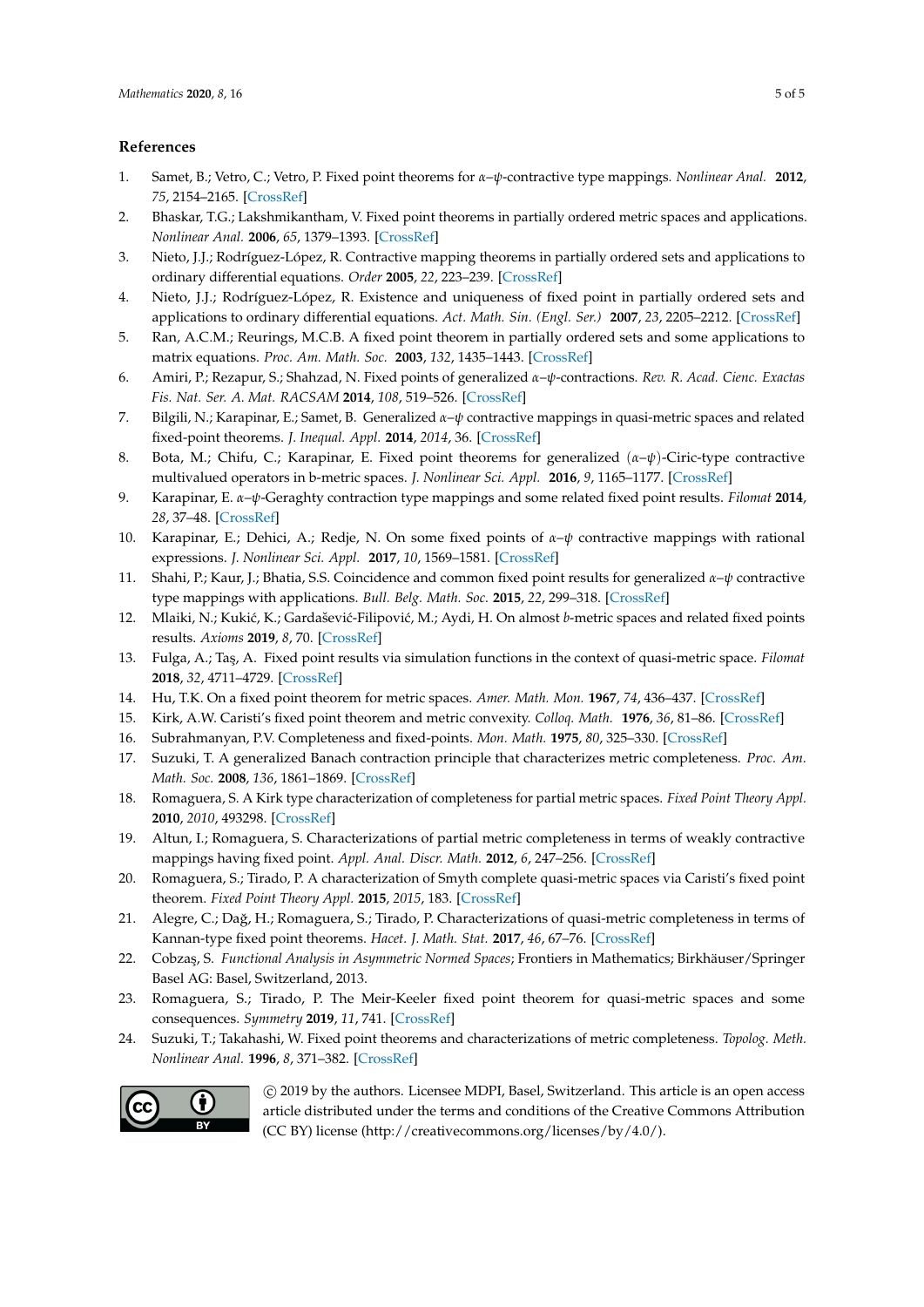## References

1. Samet, B.; Vetro, C.; Vetro, P. Fixed point theorems for $\alpha$–$\psi$-contractive type mappings. *Nonlinear Anal.* **2012**, *75*, 2154–2165. [CrossRef]
2. Bhaskar, T.G.; Lakshmikantham, V. Fixed point theorems in partially ordered metric spaces and applications. *Nonlinear Anal.* **2006**, *65*, 1379–1393. [CrossRef]
3. Nieto, J.J.; Rodríguez-López, R. Contractive mapping theorems in partially ordered sets and applications to ordinary differential equations. *Order* **2005**, *22*, 223–239. [CrossRef]
4. Nieto, J.J.; Rodríguez-López, R. Existence and uniqueness of fixed point in partially ordered sets and applications to ordinary differential equations. *Act. Math. Sin. (Engl. Ser.)* **2007**, *23*, 2205–2212. [CrossRef]
5. Ran, A.C.M.; Reurings, M.C.B. A fixed point theorem in partially ordered sets and some applications to matrix equations. *Proc. Am. Math. Soc.* **2003**, *132*, 1435–1443. [CrossRef]
6. Amiri, P.; Rezapur, S.; Shahzad, N. Fixed points of generalized $\alpha$–$\psi$-contractions. *Rev. R. Acad. Cienc. Exactas Fis. Nat. Ser. A. Mat. RACSAM* **2014**, *108*, 519–526. [CrossRef]
7. Bilgili, N.; Karapinar, E.; Samet, B. Generalized $\alpha$–$\psi$ contractive mappings in quasi-metric spaces and related fixed-point theorems. *J. Inequal. Appl.* **2014**, *2014*, 36. [CrossRef]
8. Bota, M.; Chifu, C.; Karapinar, E. Fixed point theorems for generalized $(\alpha$–$\psi)$-Ciric-type contractive multivalued operators in b-metric spaces. *J. Nonlinear Sci. Appl.* **2016**, *9*, 1165–1177. [CrossRef]
9. Karapinar, E. $\alpha$–$\psi$-Geraghty contraction type mappings and some related fixed point results. *Filomat* **2014**, *28*, 37–48. [CrossRef]
10. Karapinar, E.; Dehici, A.; Redje, N. On some fixed points of $\alpha$–$\psi$ contractive mappings with rational expressions. *J. Nonlinear Sci. Appl.* **2017**, *10*, 1569–1581. [CrossRef]
11. Shahi, P.; Kaur, J.; Bhatia, S.S. Coincidence and common fixed point results for generalized $\alpha$–$\psi$ contractive type mappings with applications. *Bull. Belg. Math. Soc.* **2015**, *22*, 299–318. [CrossRef]
12. Mlaiki, N.; Kukić, K.; Gardašević-Filipović, M.; Aydi, H. On almost $b$-metric spaces and related fixed points results. *Axioms* **2019**, *8*, 70. [CrossRef]
13. Fulga, A.; Taş, A. Fixed point results via simulation functions in the context of quasi-metric space. *Filomat* **2018**, *32*, 4711–4729. [CrossRef]
14. Hu, T.K. On a fixed point theorem for metric spaces. *Amer. Math. Mon.* **1967**, *74*, 436–437. [CrossRef]
15. Kirk, A.W. Caristi's fixed point theorem and metric convexity. *Colloq. Math.* **1976**, *36*, 81–86. [CrossRef]
16. Subrahmanyan, P.V. Completeness and fixed-points. *Mon. Math.* **1975**, *80*, 325–330. [CrossRef]
17. Suzuki, T. A generalized Banach contraction principle that characterizes metric completeness. *Proc. Am. Math. Soc.* **2008**, *136*, 1861–1869. [CrossRef]
18. Romaguera, S. A Kirk type characterization of completeness for partial metric spaces. *Fixed Point Theory Appl.* **2010**, *2010*, 493298. [CrossRef]
19. Altun, I.; Romaguera, S. Characterizations of partial metric completeness in terms of weakly contractive mappings having fixed point. *Appl. Anal. Discr. Math.* **2012**, *6*, 247–256. [CrossRef]
20. Romaguera, S.; Tirado, P. A characterization of Smyth complete quasi-metric spaces via Caristi's fixed point theorem. *Fixed Point Theory Appl.* **2015**, *2015*, 183. [CrossRef]
21. Alegre, C.; Dağ, H.; Romaguera, S.; Tirado, P. Characterizations of quasi-metric completeness in terms of Kannan-type fixed point theorems. *Hacet. J. Math. Stat.* **2017**, *46*, 67–76. [CrossRef]
22. Cobzaş, S. *Functional Analysis in Asymmetric Normed Spaces*; Frontiers in Mathematics; Birkhäuser/Springer Basel AG: Basel, Switzerland, 2013.
23. Romaguera, S.; Tirado, P. The Meir-Keeler fixed point theorem for quasi-metric spaces and some consequences. *Symmetry* **2019**, *11*, 741. [CrossRef]
24. Suzuki, T.; Takahashi, W. Fixed point theorems and characterizations of metric completeness. *Topolog. Meth. Nonlinear Anal.* **1996**, *8*, 371–382. [CrossRef]

© 2019 by the authors. Licensee MDPI, Basel, Switzerland. This article is an open access article distributed under the terms and conditions of the Creative Commons Attribution (CC BY) license (http://creativecommons.org/licenses/by/4.0/).